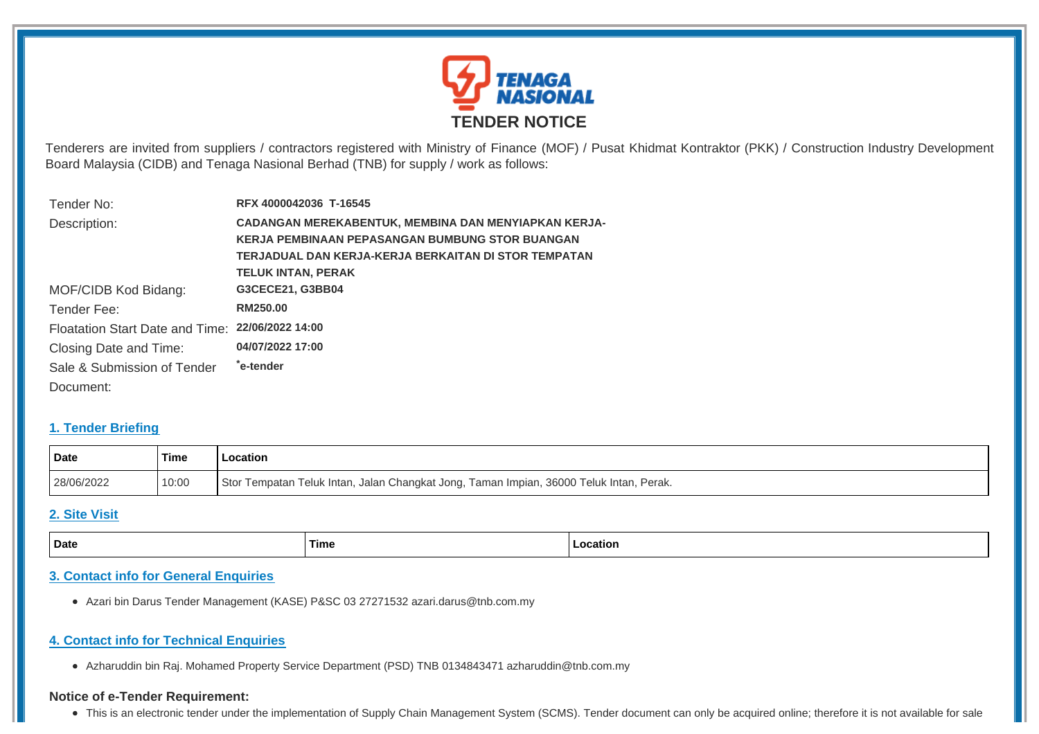# TENDER NOTICE

Tenderers are invited from suppliers / contractors registered with Ministry of Finance (MOF) / Pusat Khidmat Kontraktor (PKK) / Construction Industry Development Board Malaysia (CIDB) and Tenaga Nasional Berhad (TNB) for supply / work as follows:

| | |
|---|---|
| Tender No: | **RFX 4000042036 T-16545** |
| Description: | **CADANGAN MEREKABENTUK, MEMBINA DAN MENYIAPKAN KERJA-KERJA PEMBINAAN PEPASANGAN BUMBUNG STOR BUANGAN TERJADUAL DAN KERJA-KERJA BERKAITAN DI STOR TEMPATAN TELUK INTAN, PERAK** |
| MOF/CIDB Kod Bidang: | **G3CECE21, G3BB04** |
| Tender Fee: | **RM250.00** |
| Floatation Start Date and Time: | **22/06/2022 14:00** |
| Closing Date and Time: | **04/07/2022 17:00** |
| Sale & Submission of Tender Document: | **\*e-tender** |

## 1. Tender Briefing

| Date | Time | Location |
|---|---|---|
| 28/06/2022 | 10:00 | Stor Tempatan Teluk Intan, Jalan Changkat Jong, Taman Impian, 36000 Teluk Intan, Perak. |

## 2. Site Visit

| Date | Time | Location |
|---|---|---|

## 3. Contact info for General Enquiries

- Azari bin Darus Tender Management (KASE) P&SC 03 27271532 azari.darus@tnb.com.my

## 4. Contact info for Technical Enquiries

- Azharuddin bin Raj. Mohamed Property Service Department (PSD) TNB 0134843471 azharuddin@tnb.com.my

**Notice of e-Tender Requirement:**

- This is an electronic tender under the implementation of Supply Chain Management System (SCMS). Tender document can only be acquired online; therefore it is not available for sale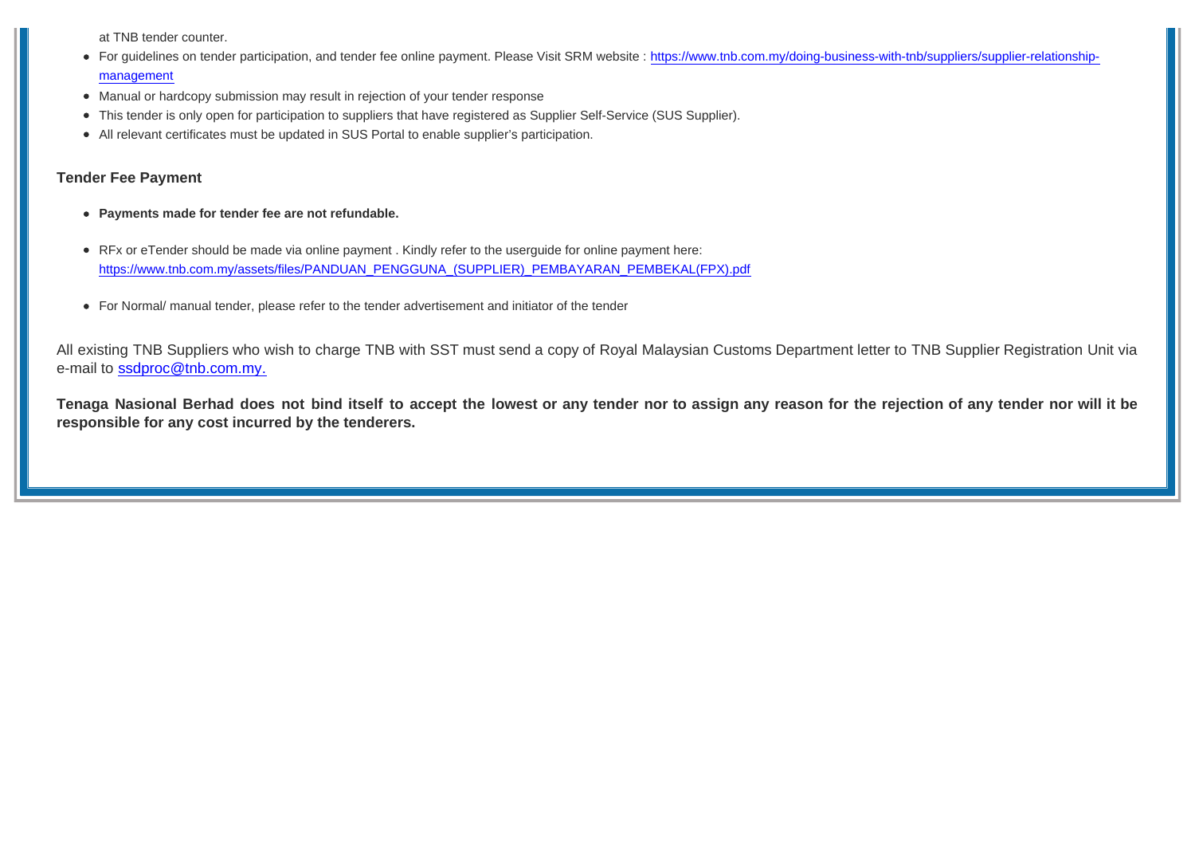at TNB tender counter.

- For guidelines on tender participation, and tender fee online payment. Please Visit SRM website : [https://www.tnb.com.my/doing-business-with-tnb/suppliers/supplier-relationship-management](https://www.tnb.com.my/doing-business-with-tnb/suppliers/supplier-relationship-management)
- Manual or hardcopy submission may result in rejection of your tender response
- This tender is only open for participation to suppliers that have registered as Supplier Self-Service (SUS Supplier).
- All relevant certificates must be updated in SUS Portal to enable supplier's participation.

**Tender Fee Payment**

- **Payments made for tender fee are not refundable.**
- RFx or eTender should be made via online payment . Kindly refer to the userguide for online payment here: [https://www.tnb.com.my/assets/files/PANDUAN_PENGGUNA_(SUPPLIER)_PEMBAYARAN_PEMBEKAL(FPX).pdf](https://www.tnb.com.my/assets/files/PANDUAN_PENGGUNA_(SUPPLIER)_PEMBAYARAN_PEMBEKAL(FPX).pdf)
- For Normal/ manual tender, please refer to the tender advertisement and initiator of the tender

All existing TNB Suppliers who wish to charge TNB with SST must send a copy of Royal Malaysian Customs Department letter to TNB Supplier Registration Unit via e-mail to ssdproc@tnb.com.my.

**Tenaga Nasional Berhad does not bind itself to accept the lowest or any tender nor to assign any reason for the rejection of any tender nor will it be responsible for any cost incurred by the tenderers.**